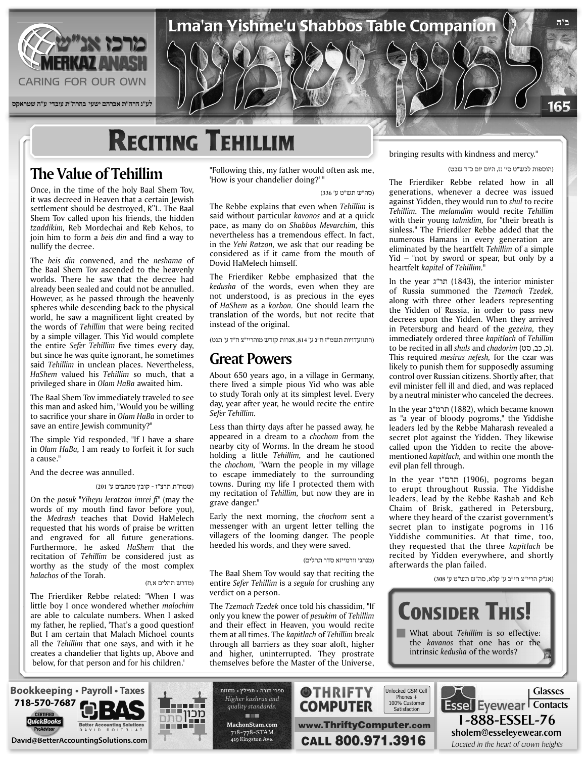# Reciting Tehillim

## The Value of Tehillim

Once, in the time of the holy Baal Shem Tov, it was decreed in Heaven that a certain Jewish settlement should be destroyed, R"L. The Baal Shem Tov called upon his friends, the hidden *tzaddikim,* Reb Mordechai and Reb Kehos, to join him to form a *beis din* and find a way to nullify the decree.

The *beis din* convened, and the *neshama* of the Baal Shem Tov ascended to the heavenly worlds. There he saw that the decree had already been sealed and could not be annulled. However, as he passed through the heavenly spheres while descending back to the physical world, he saw a magnificent light created by the words of *Tehillim* that were being recited by a simple villager. This Yid would complete the entire *Sefer Tehillim* five times every day, but since he was quite ignorant, he sometimes said *Tehillim* in unclean places. Nevertheless, *HaShem* valued his *Tehillim* so much, that a privileged share in *Olam HaBa* awaited him.

The Baal Shem Tov immediately traveled to see this man and asked him, "Would you be willing to sacrifice your share in *Olam HaBa* in order to save an entire Jewish community?"

The simple Yid responded, "If I have a share in *Olam HaBa,* I am ready to forfeit it for such a cause."

And the decree was annulled.

(שמח"ת תרצ"ז - קובץ מכתבים ע' 201)

On the *pasuk* "*Yiheyu leratzon imrei fi*" (may the words of my mouth find favor before you), the *Medrash* teaches that Dovid HaMelech requested that his words of praise be written and engraved for all future generations. Furthermore, he asked *HaShem* that the recitation of *Tehillim* be considered just as worthy as the study of the most complex *halachos* of the Torah.

(מדרש תהלים א,ח)

The Frierdiker Rebbe related: "When I was little boy I once wondered whether *malochim* are able to calculate numbers. When I asked my father, he replied, 'That's a good question! But I am certain that Malach Michoel counts all the *Tehillim* that one says, and with it he creates a chandelier that lights up, Above and below, for that person and for his children.' "Following this, my father would often ask me, 'How is your chandelier doing?' "

(סה"ש תש"ט ע' 336)

The Rebbe explains that even when *Tehillim* is said without particular *kavonos* and at a quick pace, as many do on *Shabbos Mevarchim,* this nevertheless has a tremendous effect. In fact, in the *Yehi Ratzon,* we ask that our reading be considered as if it came from the mouth of Dovid HaMelech himself.

The Frierdiker Rebbe emphasized that the *kedusha* of the words, even when they are not understood, is as precious in the eyes of *HaShem* as a *korbon.* One should learn the translation of the words, but not recite that instead of the original.

(התוועדויות תשמ"ז ח"ג ע' 814, אגרות קודש מוהריי"צ ח"ד ע' תנט)

## Great Powers

About 650 years ago, in a village in Germany, there lived a simple pious Yid who was able to study Torah only at its simplest level. Every day, year after year, he would recite the entire *Sefer Tehillim.*

Less than thirty days after he passed away, he appeared in a dream to a *chochom* from the nearby city of Worms. In the dream he stood holding a little *Tehillim,* and he cautioned the *chochom,* "Warn the people in my village to escape immediately to the surrounding towns. During my life I protected them with my recitation of *Tehillim,* but now they are in grave danger."

Early the next morning, the *chochom* sent a messenger with an urgent letter telling the villagers of the looming danger. The people heeded his words, and they were saved.

(מנהגי וורמייזא סדר תהלים)

The Baal Shem Tov would say that reciting the entire *Sefer Tehillim* is a *segula* for crushing any verdict on a person.

The *Tzemach Tzedek* once told his chassidim, "If only you knew the power of *pesukim* of *Tehillim* and their effect in Heaven, you would recite them at all times. The *kapitlach* of *Tehillim* break through all barriers as they soar aloft, higher and higher, uninterrupted. They prostrate themselves before the Master of the Universe, bringing results with kindness and mercy."

(הוספות לכש"ט סי' נז, היום יום כ"ד שבט)

The Frierdiker Rebbe related how in all generations, whenever a decree was issued against Yidden, they would run to *shul* to recite *Tehillim.* The *melamdim* would recite *Tehillim* with their young *talmidim,* for "their breath is sinless." The Frierdiker Rebbe added that the numerous Hamans in every generation are eliminated by the heartfelt *Tehillim* of a simple Yid – "not by sword or spear, but only by a heartfelt *kapitel* of *Tehillim.*"

In the year תר"ג (1843), the interior minister of Russia summoned the *Tzemach Tzedek,* along with three other leaders representing the Yidden of Russia, in order to pass new decrees upon the Yidden. When they arrived in Petersburg and heard of the *gezeira,* they immediately ordered three *kapitlach* of *Tehillim* to be recited in all *shuls* and *chadorim* (כ, כב, סט). This required *mesirus nefesh,* for the czar was likely to punish them for supposedly assuming control over Russian citizens. Shortly after, that evil minister fell ill and died, and was replaced by a neutral minister who canceled the decrees.

In the year תרמ"ב (1882), which became known as "a year of bloody pogroms," the Yiddishe leaders led by the Rebbe Maharash revealed a secret plot against the Yidden. They likewise called upon the Yidden to recite the above-mentioned *kapitlach,* and within one month the evil plan fell through.

In the year תרס"ו (1906), pogroms began to erupt throughout Russia. The Yiddishe leaders, lead by the Rebbe Rashab and Reb Chaim of Brisk, gathered in Petersburg, where they heard of the czarist government's secret plan to instigate pogroms in 116 Yiddishe communities. At that time, too, they requested that the three *kapitlach* be recited by Yidden everywhere, and shortly afterwards the plan failed.

(אג"ק הריי"צ ח"ב ע' קלא, סה"ש תש"ט ע' 308)

## Consider This!

- What about *Tehillim* is so effective: the *kavanos* that one has or the intrinsic *kedusha* of the words?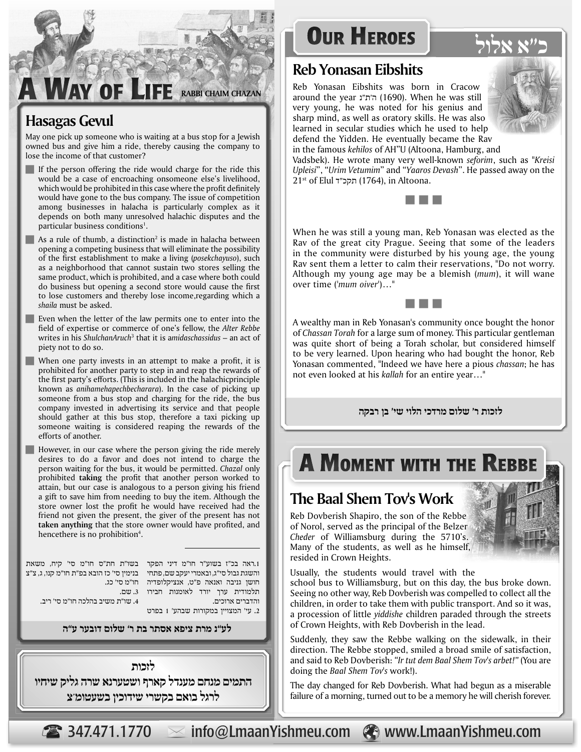# A WAY OF LIFE

RABBI CHAIM CHAZAN

## Hasagas Gevul

May one pick up someone who is waiting at a bus stop for a Jewish owned bus and give him a ride, thereby causing the company to lose the income of that customer?

- If the person offering the ride would charge for the ride this would be a case of encroaching onsomeone else's livelihood, which would be prohibited in this case where the profit definitely would have gone to the bus company. The issue of competition among businesses in halacha is particularly complex as it depends on both many unresolved halachic disputes and the particular business conditions[1].
- As a rule of thumb, a distinction[2] is made in halacha between opening a competing business that will eliminate the possibility of the first establishment to make a living (*posekchayuso*), such as a neighborhood that cannot sustain two stores selling the same product, which is prohibited, and a case where both could do business but opening a second store would cause the first to lose customers and thereby lose income,regarding which a *shaila* must be asked.
- Even when the letter of the law permits one to enter into the field of expertise or commerce of one's fellow, the *Alter Rebbe* writes in his *ShulchanAruch*[3] that it is a*midaschassidus* – an act of piety not to do so.
- When one party invests in an attempt to make a profit, it is prohibited for another party to step in and reap the rewards of the first party's efforts. (This is included in the halachicprinciple known as *anihamehapechbecharara*). In the case of picking up someone from a bus stop and charging for the ride, the bus company invested in advertising its service and that people should gather at this bus stop, therefore a taxi picking up someone waiting is considered reaping the rewards of the efforts of another.
- However, in our case where the person giving the ride merely desires to do a favor and does not intend to charge the person waiting for the bus, it would be permitted. *Chazal* only prohibited **taking** the profit that another person worked to attain, but our case is analogous to a person giving his friend a gift to save him from needing to buy the item. Although the store owner lost the profit he would have received had the friend not given the present, the giver of the present has not **taken anything** that the store owner would have profited, and hencethere is no prohibition[4].

1.ראה בכ"ז בשוע"ר חו"מ דיני הפקר והשגת גבול סי"ג, ובאמרי יעקב שם, פתחי חושן גניבה ואנאה פ"ט, אנציקלופדיה תלמודית ערך יורד לאומנות חבירו והדברים ארוכים. בשו"ת חת"ס חו"מ סי' קיח, משאת בנימין סי' כז הובא בפ"ת חו"מ קנו, ג, צ"צ חו"מ סי' כג.

2. עי' המצויין במקורות שבהע' 1 בפרט

3. שם.

4. שו"ת משיב בהלכה חו"מ סי' ריב.

לע"נ מרת ציפא אסתר בת ר' שלום דובער ע"ה

לזכות
התמים מנחם מענדל קארף ושטערנא שרה גליק שיחיו
לרגל בואם בקשרי שידוכין בשעטומ"צ

# OUR HEROES

כ"א אלול

## Reb Yonasan Eibshits

Reb Yonasan Eibshits was born in Cracow around the year ה'ת"נ (1690). When he was still very young, he was noted for his genius and sharp mind, as well as oratory skills. He was also learned in secular studies which he used to help defend the Yidden. He eventually became the Rav in the famous *kehilos* of AH"U (Altoona, Hamburg, and Vadsbek). He wrote many very well-known *seforim*, such as "*Kreisi Upleisi*", "*Urim Vetumim*" and "*Yaaros Devash*". He passed away on the 21st of Elul תקכ"ד (1764), in Altoona.

■ ■ ■

When he was still a young man, Reb Yonasan was elected as the Rav of the great city Prague. Seeing that some of the leaders in the community were disturbed by his young age, the young Rav sent them a letter to calm their reservations, "Do not worry. Although my young age may be a blemish (*mum*), it will wane over time ('*mum oiver*')…"

■ ■ ■

A wealthy man in Reb Yonasan's community once bought the honor of *Chassan Torah* for a large sum of money. This particular gentleman was quite short of being a Torah scholar, but considered himself to be very learned. Upon hearing who had bought the honor, Reb Yonasan commented, "Indeed we have here a pious *chassan*; he has not even looked at his *kallah* for an entire year…"

לזכות ר' שלום מרדכי הלוי שי' בן רבקה

# A MOMENT WITH THE REBBE

## The Baal Shem Tov's Work

Reb Dovberish Shapiro, the son of the Rebbe of Norol, served as the principal of the Belzer *Cheder* of Williamsburg during the 5710's. Many of the students, as well as he himself, resided in Crown Heights.

Usually, the students would travel with the school bus to Williamsburg, but on this day, the bus broke down. Seeing no other way, Reb Dovberish was compelled to collect all the children, in order to take them with public transport. And so it was, a procession of little *yiddishe* children paraded through the streets of Crown Heights, with Reb Dovberish in the lead.

Suddenly, they saw the Rebbe walking on the sidewalk, in their direction. The Rebbe stopped, smiled a broad smile of satisfaction, and said to Reb Dovberish: *"Ir tut dem Baal Shem Tov's arbet!"* (You are doing the *Baal Shem Tov's* work!).

The day changed for Reb Dovberish. What had begun as a miserable failure of a morning, turned out to be a memory he will cherish forever.

347.471.1770 info@LmaanYishmeu.com www.LmaanYishmeu.com